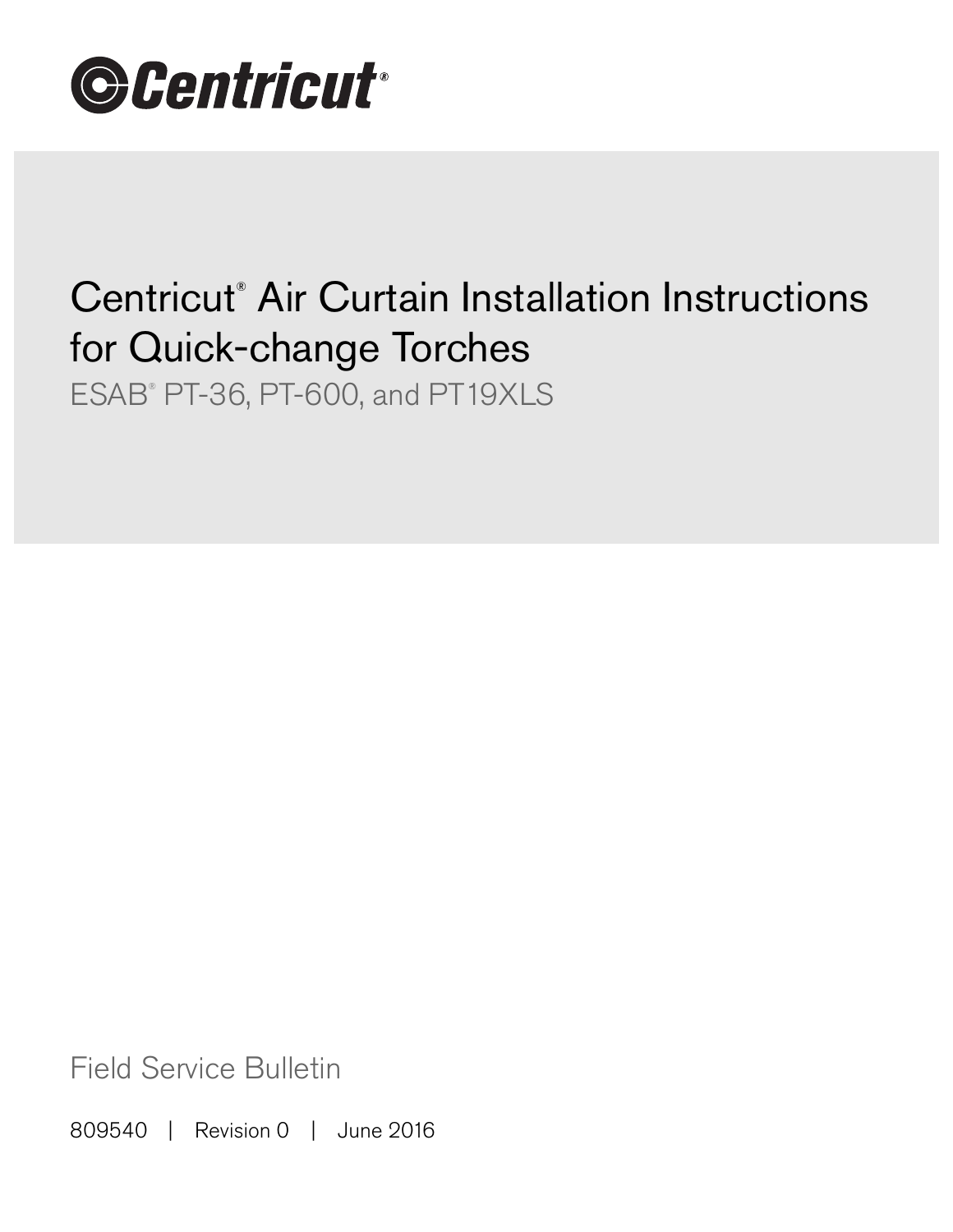Centricut®

# Centricut® Air Curtain Installation Instructions for Quick-change Torches

ESAB® PT-36, PT-600, and PT19XLS

Field Service Bulletin

809540 | Revision 0 | June 2016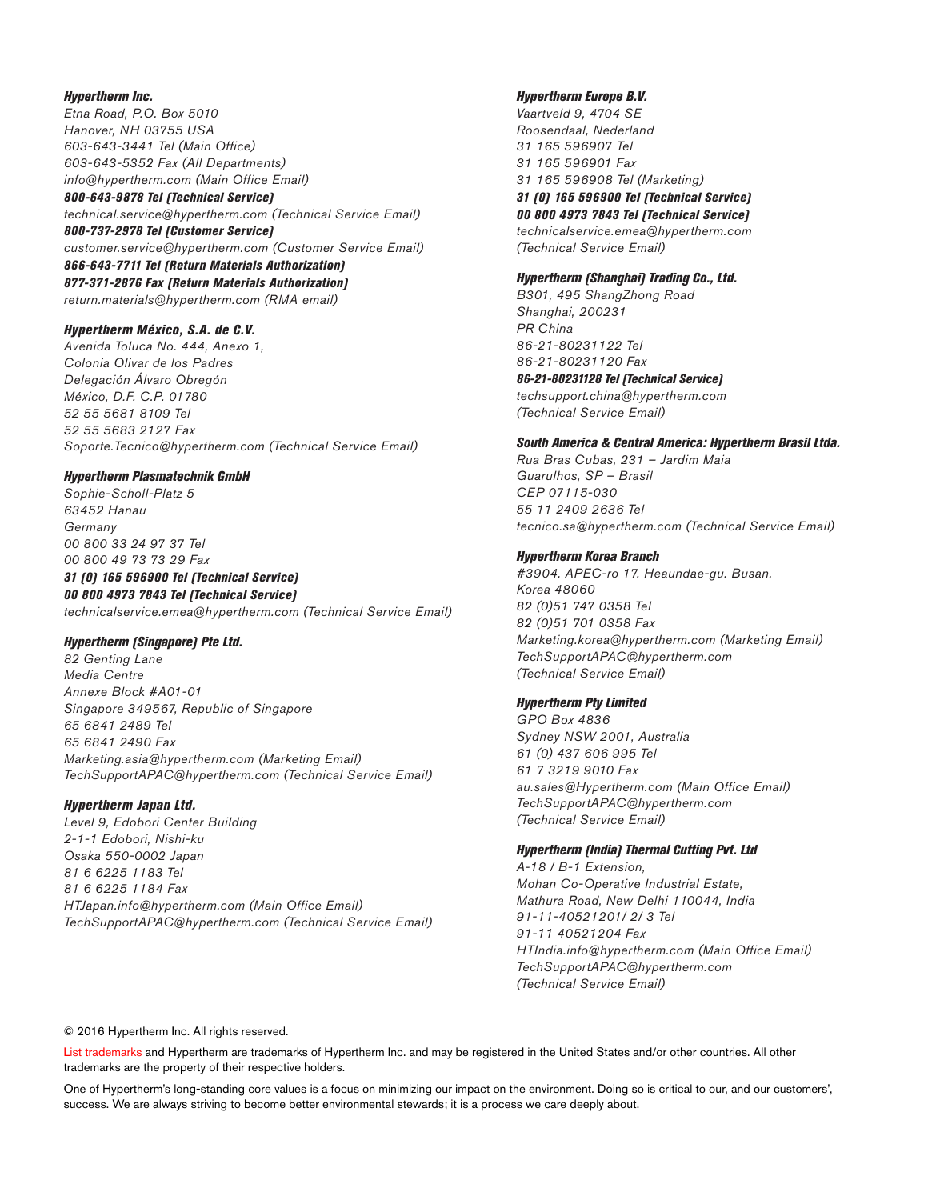**_Hypertherm Inc._**
_Etna Road, P.O. Box 5010_
_Hanover, NH 03755 USA_
_603-643-3441 Tel (Main Office)_
_603-643-5352 Fax (All Departments)_
_info@hypertherm.com (Main Office Email)_
**_800-643-9878 Tel (Technical Service)_**
_technical.service@hypertherm.com (Technical Service Email)_
**_800-737-2978 Tel (Customer Service)_**
_customer.service@hypertherm.com (Customer Service Email)_
**_866-643-7711 Tel (Return Materials Authorization)_**
**_877-371-2876 Fax (Return Materials Authorization)_**
_return.materials@hypertherm.com (RMA email)_

**_Hypertherm México, S.A. de C.V._**
_Avenida Toluca No. 444, Anexo 1,_
_Colonia Olivar de los Padres_
_Delegación Álvaro Obregón_
_México, D.F. C.P. 01780_
_52 55 5681 8109 Tel_
_52 55 5683 2127 Fax_
_Soporte.Tecnico@hypertherm.com (Technical Service Email)_

**_Hypertherm Plasmatechnik GmbH_**
_Sophie-Scholl-Platz 5_
_63452 Hanau_
_Germany_
_00 800 33 24 97 37 Tel_
_00 800 49 73 73 29 Fax_
**_31 (0) 165 596900 Tel (Technical Service)_**
**_00 800 4973 7843 Tel (Technical Service)_**
_technicalservice.emea@hypertherm.com (Technical Service Email)_

**_Hypertherm (Singapore) Pte Ltd._**
_82 Genting Lane_
_Media Centre_
_Annexe Block #A01-01_
_Singapore 349567, Republic of Singapore_
_65 6841 2489 Tel_
_65 6841 2490 Fax_
_Marketing.asia@hypertherm.com (Marketing Email)_
_TechSupportAPAC@hypertherm.com (Technical Service Email)_

**_Hypertherm Japan Ltd._**
_Level 9, Edobori Center Building_
_2-1-1 Edobori, Nishi-ku_
_Osaka 550-0002 Japan_
_81 6 6225 1183 Tel_
_81 6 6225 1184 Fax_
_HTJapan.info@hypertherm.com (Main Office Email)_
_TechSupportAPAC@hypertherm.com (Technical Service Email)_

**_Hypertherm Europe B.V._**
_Vaartveld 9, 4704 SE_
_Roosendaal, Nederland_
_31 165 596907 Tel_
_31 165 596901 Fax_
_31 165 596908 Tel (Marketing)_
**_31 (0) 165 596900 Tel (Technical Service)_**
**_00 800 4973 7843 Tel (Technical Service)_**
_technicalservice.emea@hypertherm.com_
_(Technical Service Email)_

**_Hypertherm (Shanghai) Trading Co., Ltd._**
_B301, 495 ShangZhong Road_
_Shanghai, 200231_
_PR China_
_86-21-80231122 Tel_
_86-21-80231120 Fax_
**_86-21-80231128 Tel (Technical Service)_**
_techsupport.china@hypertherm.com_
_(Technical Service Email)_

**_South America & Central America: Hypertherm Brasil Ltda._**
_Rua Bras Cubas, 231 – Jardim Maia_
_Guarulhos, SP – Brasil_
_CEP 07115-030_
_55 11 2409 2636 Tel_
_tecnico.sa@hypertherm.com (Technical Service Email)_

**_Hypertherm Korea Branch_**
_#3904. APEC-ro 17. Heaundae-gu. Busan._
_Korea 48060_
_82 (0)51 747 0358 Tel_
_82 (0)51 701 0358 Fax_
_Marketing.korea@hypertherm.com (Marketing Email)_
_TechSupportAPAC@hypertherm.com_
_(Technical Service Email)_

**_Hypertherm Pty Limited_**
_GPO Box 4836_
_Sydney NSW 2001, Australia_
_61 (0) 437 606 995 Tel_
_61 7 3219 9010 Fax_
_au.sales@Hypertherm.com (Main Office Email)_
_TechSupportAPAC@hypertherm.com_
_(Technical Service Email)_

**_Hypertherm (India) Thermal Cutting Pvt. Ltd_**
_A-18 / B-1 Extension,_
_Mohan Co-Operative Industrial Estate,_
_Mathura Road, New Delhi 110044, India_
_91-11-40521201/ 2/ 3 Tel_
_91-11 40521204 Fax_
_HTIndia.info@hypertherm.com (Main Office Email)_
_TechSupportAPAC@hypertherm.com_
_(Technical Service Email)_

© 2016 Hypertherm Inc. All rights reserved.

List trademarks and Hypertherm are trademarks of Hypertherm Inc. and may be registered in the United States and/or other countries. All other trademarks are the property of their respective holders.

One of Hypertherm's long-standing core values is a focus on minimizing our impact on the environment. Doing so is critical to our, and our customers', success. We are always striving to become better environmental stewards; it is a process we care deeply about.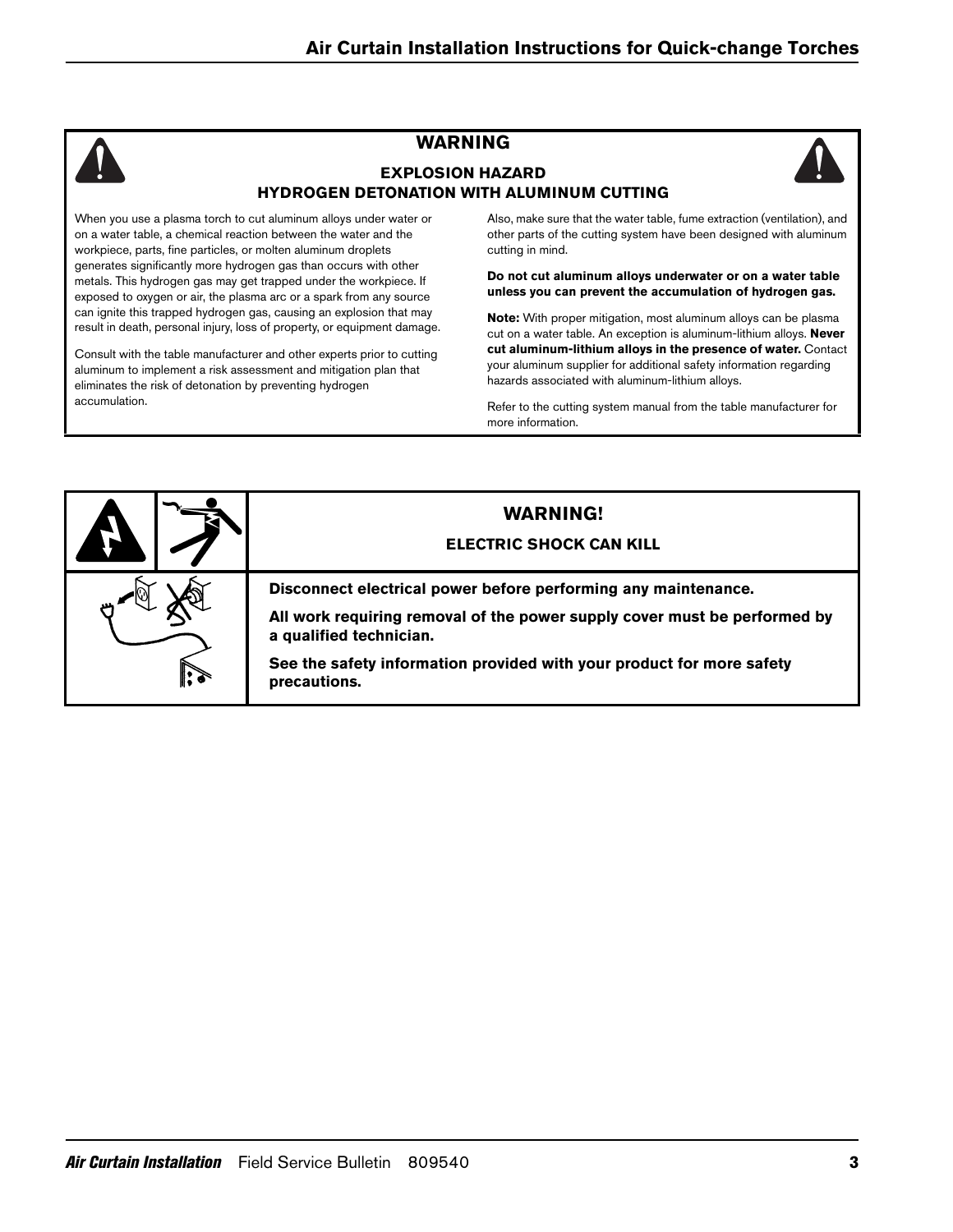## WARNING

### EXPLOSION HAZARD
### HYDROGEN DETONATION WITH ALUMINUM CUTTING

When you use a plasma torch to cut aluminum alloys under water or on a water table, a chemical reaction between the water and the workpiece, parts, fine particles, or molten aluminum droplets generates significantly more hydrogen gas than occurs with other metals. This hydrogen gas may get trapped under the workpiece. If exposed to oxygen or air, the plasma arc or a spark from any source can ignite this trapped hydrogen gas, causing an explosion that may result in death, personal injury, loss of property, or equipment damage.

Consult with the table manufacturer and other experts prior to cutting aluminum to implement a risk assessment and mitigation plan that eliminates the risk of detonation by preventing hydrogen accumulation.

Also, make sure that the water table, fume extraction (ventilation), and other parts of the cutting system have been designed with aluminum cutting in mind.

**Do not cut aluminum alloys underwater or on a water table unless you can prevent the accumulation of hydrogen gas.**

**Note:** With proper mitigation, most aluminum alloys can be plasma cut on a water table. An exception is aluminum-lithium alloys. **Never cut aluminum-lithium alloys in the presence of water.** Contact your aluminum supplier for additional safety information regarding hazards associated with aluminum-lithium alloys.

Refer to the cutting system manual from the table manufacturer for more information.

## WARNING!

### ELECTRIC SHOCK CAN KILL

**Disconnect electrical power before performing any maintenance.**

**All work requiring removal of the power supply cover must be performed by a qualified technician.**

**See the safety information provided with your product for more safety precautions.**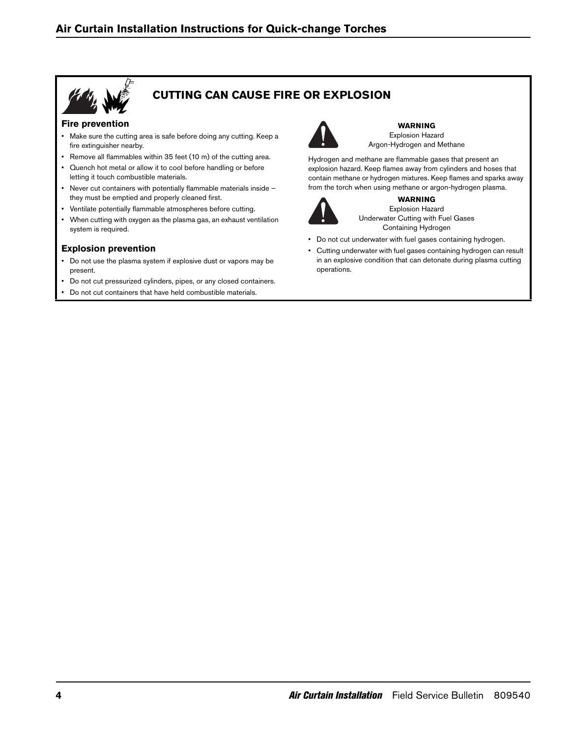## CUTTING CAN CAUSE FIRE OR EXPLOSION

### Fire prevention

- Make sure the cutting area is safe before doing any cutting. Keep a fire extinguisher nearby.
- Remove all flammables within 35 feet (10 m) of the cutting area.
- Quench hot metal or allow it to cool before handling or before letting it touch combustible materials.
- Never cut containers with potentially flammable materials inside – they must be emptied and properly cleaned first.
- Ventilate potentially flammable atmospheres before cutting.
- When cutting with oxygen as the plasma gas, an exhaust ventilation system is required.

### Explosion prevention

- Do not use the plasma system if explosive dust or vapors may be present.
- Do not cut pressurized cylinders, pipes, or any closed containers.
- Do not cut containers that have held combustible materials.

**WARNING**
Explosion Hazard
Argon-Hydrogen and Methane

Hydrogen and methane are flammable gases that present an explosion hazard. Keep flames away from cylinders and hoses that contain methane or hydrogen mixtures. Keep flames and sparks away from the torch when using methane or argon-hydrogen plasma.

**WARNING**
Explosion Hazard
Underwater Cutting with Fuel Gases
Containing Hydrogen

- Do not cut underwater with fuel gases containing hydrogen.
- Cutting underwater with fuel gases containing hydrogen can result in an explosive condition that can detonate during plasma cutting operations.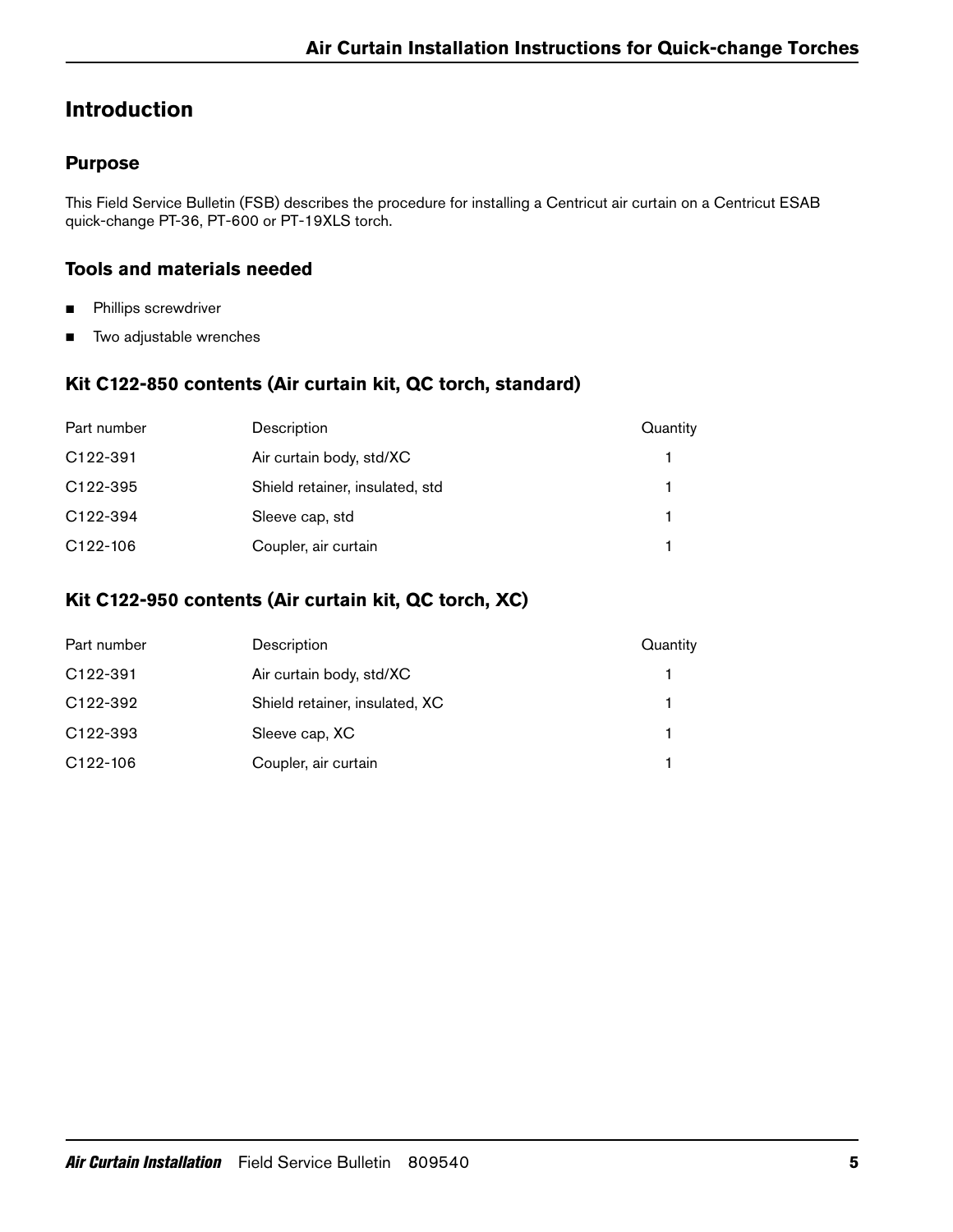## Introduction

### Purpose

This Field Service Bulletin (FSB) describes the procedure for installing a Centricut air curtain on a Centricut ESAB quick-change PT-36, PT-600 or PT-19XLS torch.

### Tools and materials needed

- Phillips screwdriver
- Two adjustable wrenches

### Kit C122-850 contents (Air curtain kit, QC torch, standard)

| Part number | Description | Quantity |
|---|---|---|
| C122-391 | Air curtain body, std/XC | 1 |
| C122-395 | Shield retainer, insulated, std | 1 |
| C122-394 | Sleeve cap, std | 1 |
| C122-106 | Coupler, air curtain | 1 |

### Kit C122-950 contents (Air curtain kit, QC torch, XC)

| Part number | Description | Quantity |
|---|---|---|
| C122-391 | Air curtain body, std/XC | 1 |
| C122-392 | Shield retainer, insulated, XC | 1 |
| C122-393 | Sleeve cap, XC | 1 |
| C122-106 | Coupler, air curtain | 1 |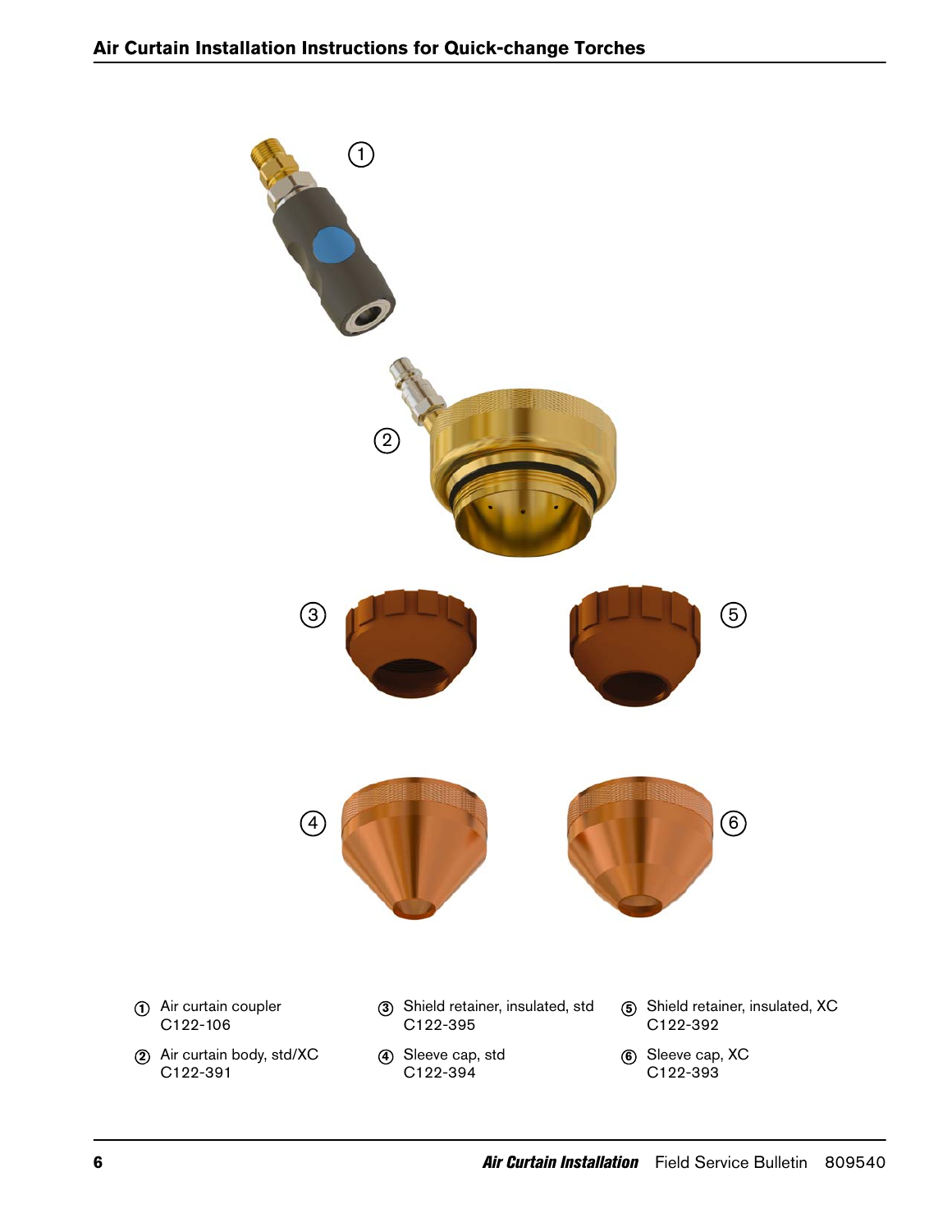1. Air curtain coupler
   C122-106
2. Air curtain body, std/XC
   C122-391
3. Shield retainer, insulated, std
   C122-395
4. Sleeve cap, std
   C122-394
5. Shield retainer, insulated, XC
   C122-392
6. Sleeve cap, XC
   C122-393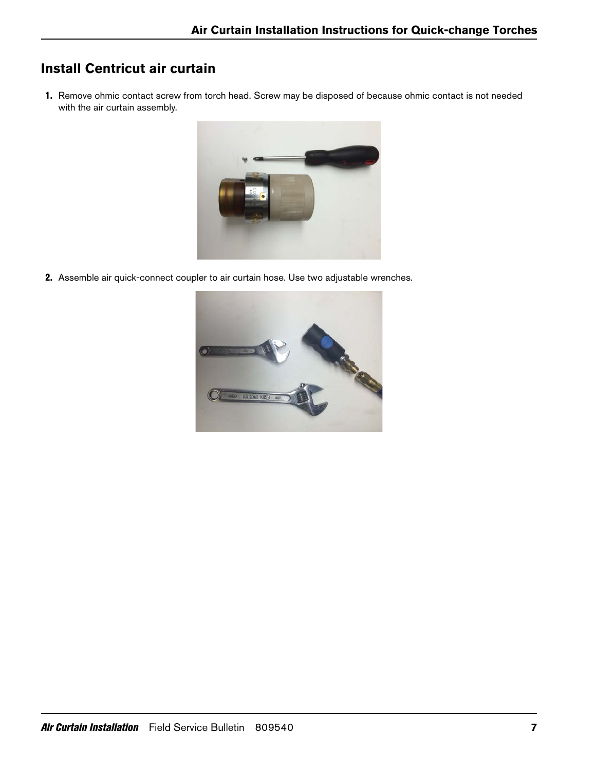## Install Centricut air curtain

1. Remove ohmic contact screw from torch head. Screw may be disposed of because ohmic contact is not needed with the air curtain assembly.

2. Assemble air quick-connect coupler to air curtain hose. Use two adjustable wrenches.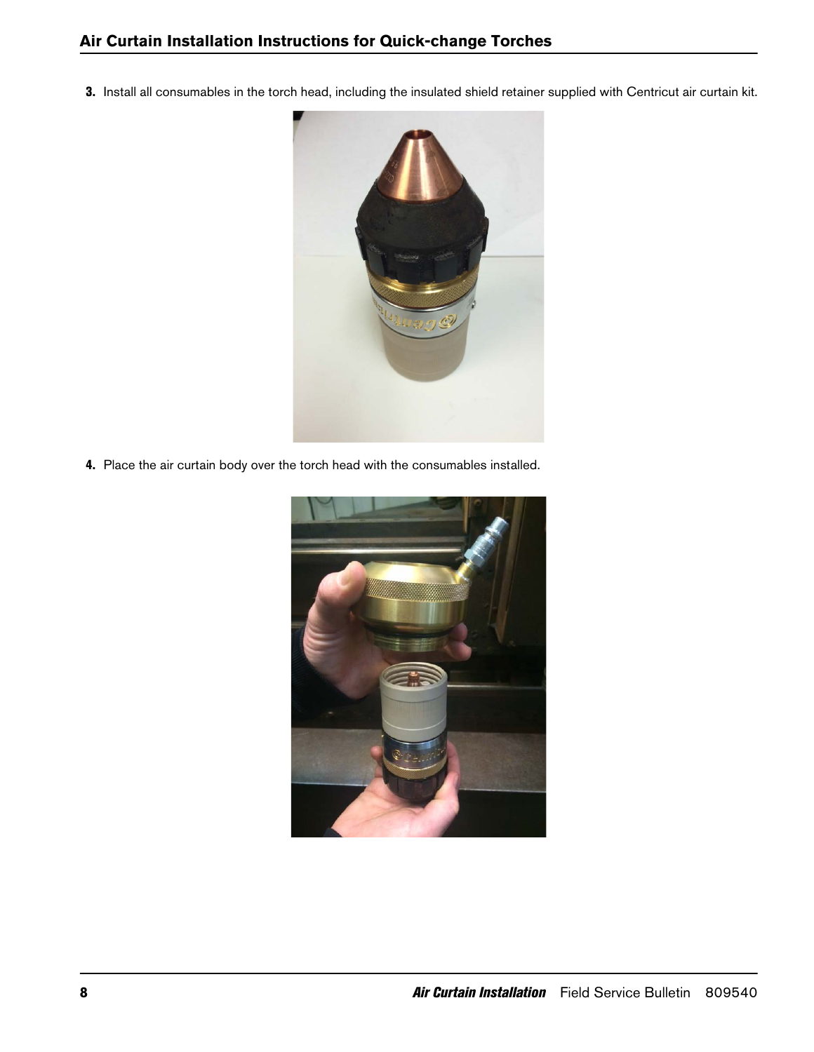3. Install all consumables in the torch head, including the insulated shield retainer supplied with Centricut air curtain kit.

4. Place the air curtain body over the torch head with the consumables installed.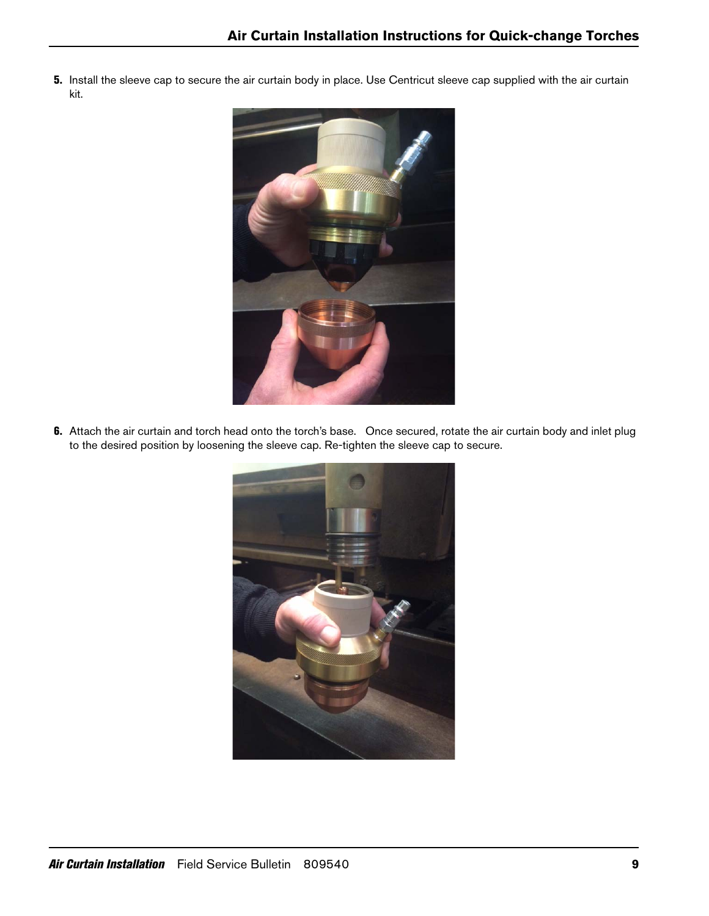5. Install the sleeve cap to secure the air curtain body in place. Use Centricut sleeve cap supplied with the air curtain kit.

6. Attach the air curtain and torch head onto the torch's base. Once secured, rotate the air curtain body and inlet plug to the desired position by loosening the sleeve cap. Re-tighten the sleeve cap to secure.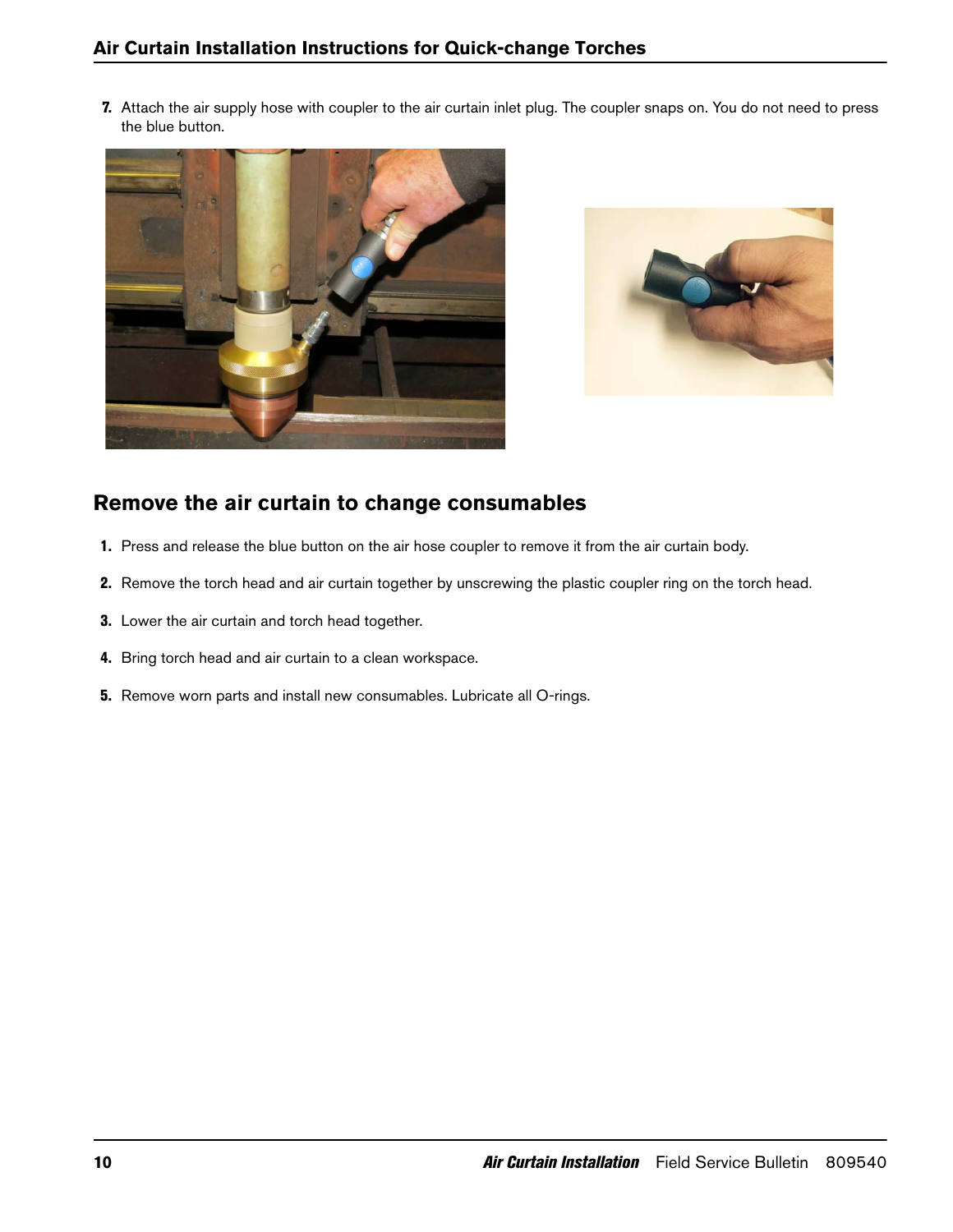7. Attach the air supply hose with coupler to the air curtain inlet plug. The coupler snaps on. You do not need to press the blue button.

## Remove the air curtain to change consumables

1. Press and release the blue button on the air hose coupler to remove it from the air curtain body.
2. Remove the torch head and air curtain together by unscrewing the plastic coupler ring on the torch head.
3. Lower the air curtain and torch head together.
4. Bring torch head and air curtain to a clean workspace.
5. Remove worn parts and install new consumables. Lubricate all O-rings.